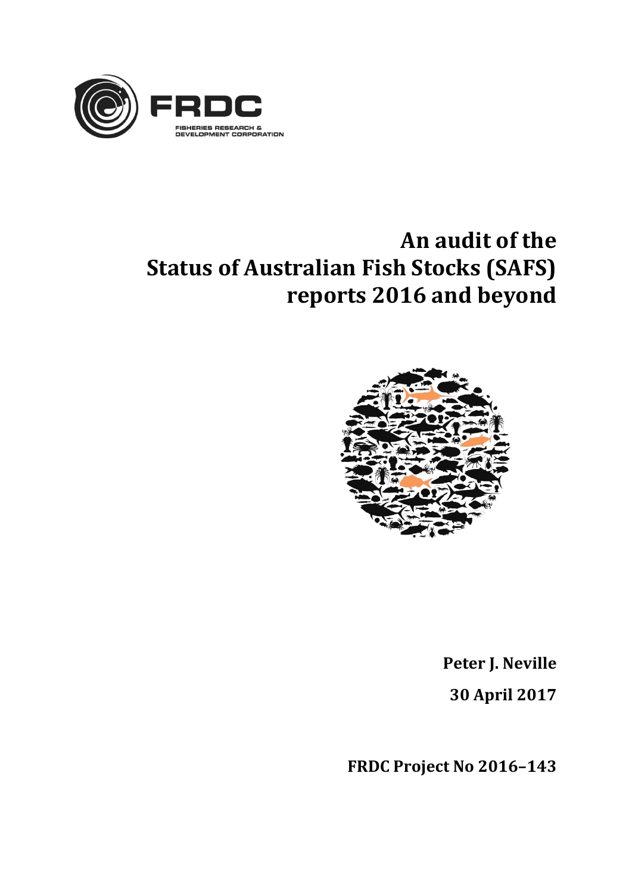FRDC

FISHERIES RESEARCH & DEVELOPMENT CORPORATION

# An audit of the Status of Australian Fish Stocks (SAFS) reports 2016 and beyond

**Peter J. Neville**

**30 April 2017**

**FRDC Project No 2016–143**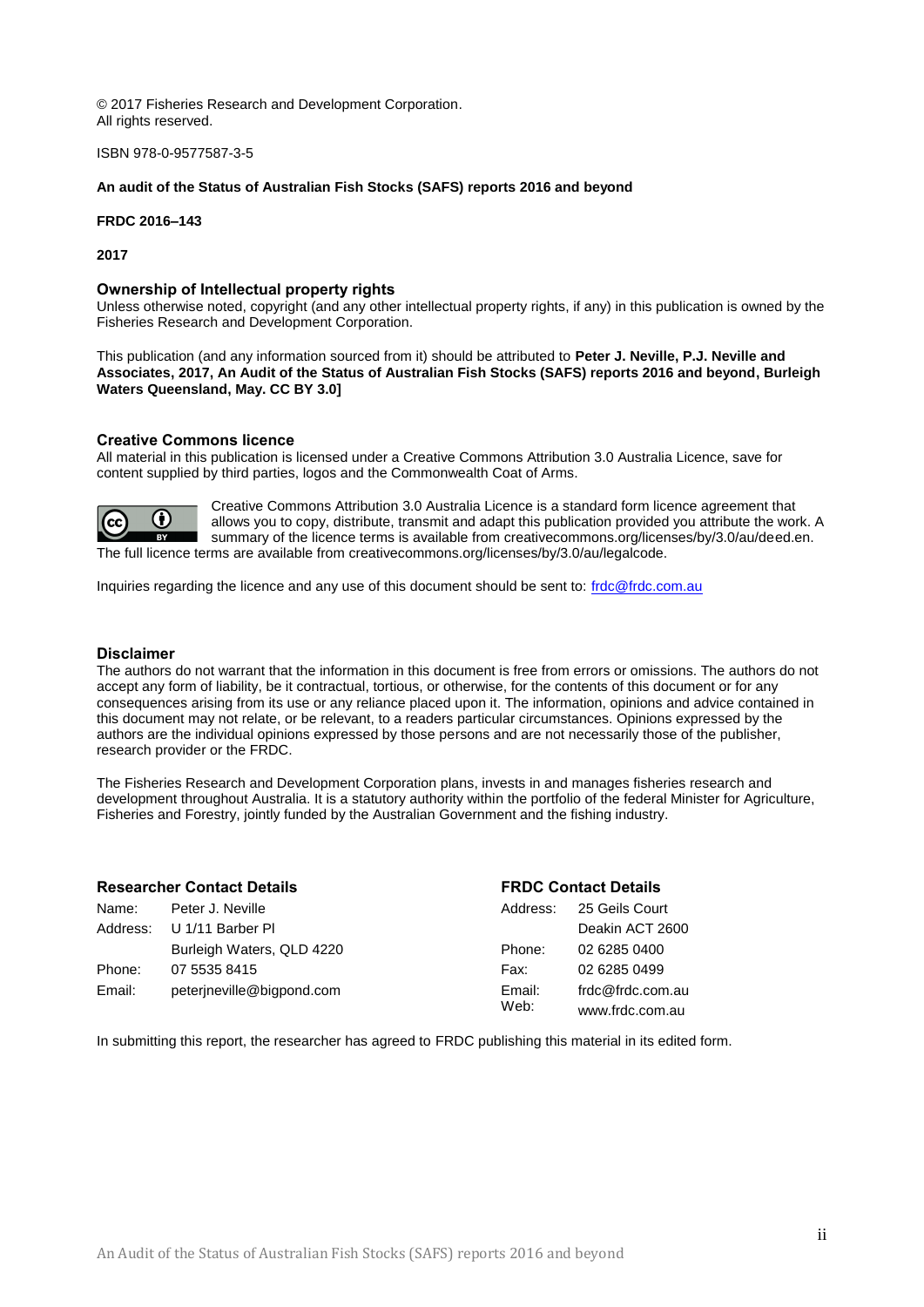© 2017 Fisheries Research and Development Corporation.
All rights reserved.

ISBN 978-0-9577587-3-5

**An audit of the Status of Australian Fish Stocks (SAFS) reports 2016 and beyond**

**FRDC 2016–143**

**2017**

### Ownership of Intellectual property rights

Unless otherwise noted, copyright (and any other intellectual property rights, if any) in this publication is owned by the Fisheries Research and Development Corporation.

This publication (and any information sourced from it) should be attributed to **Peter J. Neville, P.J. Neville and Associates, 2017, An Audit of the Status of Australian Fish Stocks (SAFS) reports 2016 and beyond, Burleigh Waters Queensland, May. CC BY 3.0]**

### Creative Commons licence

All material in this publication is licensed under a Creative Commons Attribution 3.0 Australia Licence, save for content supplied by third parties, logos and the Commonwealth Coat of Arms.

Creative Commons Attribution 3.0 Australia Licence is a standard form licence agreement that allows you to copy, distribute, transmit and adapt this publication provided you attribute the work. A summary of the licence terms is available from creativecommons.org/licenses/by/3.0/au/deed.en. The full licence terms are available from creativecommons.org/licenses/by/3.0/au/legalcode.

Inquiries regarding the licence and any use of this document should be sent to: frdc@frdc.com.au

### Disclaimer

The authors do not warrant that the information in this document is free from errors or omissions. The authors do not accept any form of liability, be it contractual, tortious, or otherwise, for the contents of this document or for any consequences arising from its use or any reliance placed upon it. The information, opinions and advice contained in this document may not relate, or be relevant, to a readers particular circumstances. Opinions expressed by the authors are the individual opinions expressed by those persons and are not necessarily those of the publisher, research provider or the FRDC.

The Fisheries Research and Development Corporation plans, invests in and manages fisheries research and development throughout Australia. It is a statutory authority within the portfolio of the federal Minister for Agriculture, Fisheries and Forestry, jointly funded by the Australian Government and the fishing industry.

### Researcher Contact Details

| | |
|---|---|
| Name: | Peter J. Neville |
| Address: | U 1/11 Barber Pl<br>Burleigh Waters, QLD 4220 |
| Phone: | 07 5535 8415 |
| Email: | peterjneville@bigpond.com |

### FRDC Contact Details

| | |
|---|---|
| Address: | 25 Geils Court<br>Deakin ACT 2600 |
| Phone: | 02 6285 0400 |
| Fax: | 02 6285 0499 |
| Email: | frdc@frdc.com.au |
| Web: | www.frdc.com.au |

In submitting this report, the researcher has agreed to FRDC publishing this material in its edited form.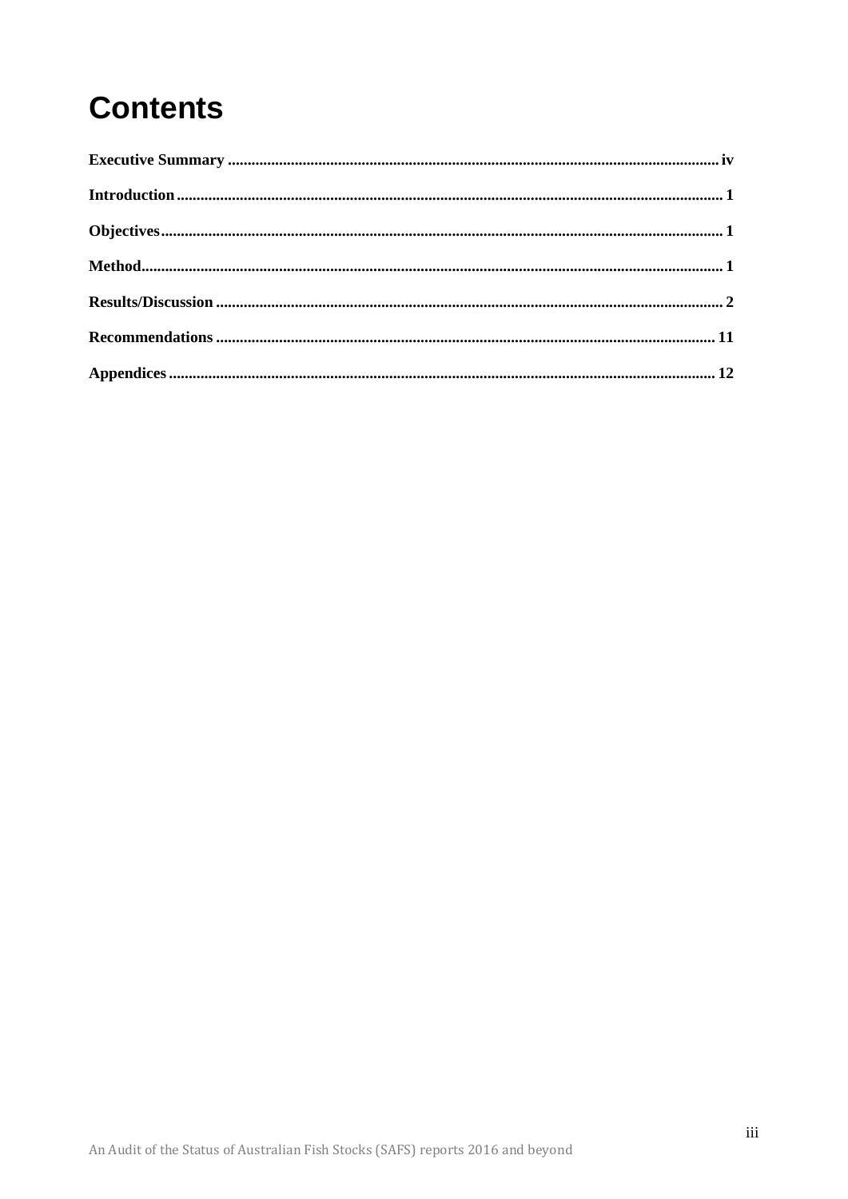# Contents

**Executive Summary** ........................................................................................................ **iv**

**Introduction** ........................................................................................................ **1**

**Objectives** ........................................................................................................ **1**

**Method** ........................................................................................................ **1**

**Results/Discussion** ........................................................................................................ **2**

**Recommendations** ........................................................................................................ **11**

**Appendices** ........................................................................................................ **12**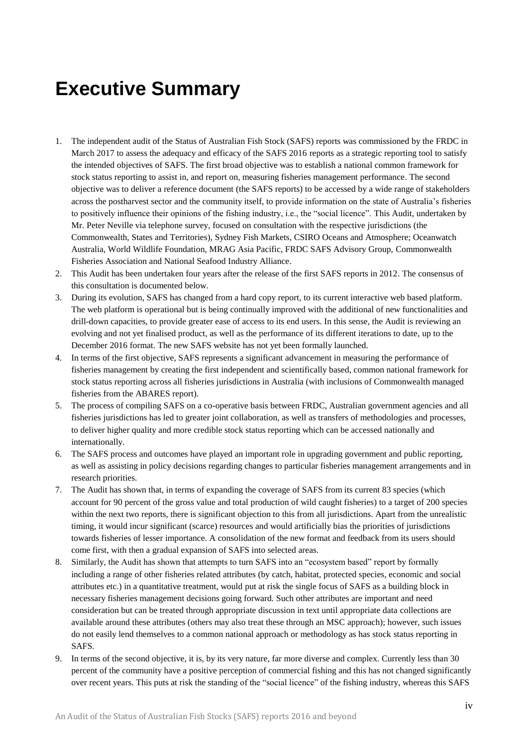# Executive Summary

1. The independent audit of the Status of Australian Fish Stock (SAFS) reports was commissioned by the FRDC in March 2017 to assess the adequacy and efficacy of the SAFS 2016 reports as a strategic reporting tool to satisfy the intended objectives of SAFS. The first broad objective was to establish a national common framework for stock status reporting to assist in, and report on, measuring fisheries management performance. The second objective was to deliver a reference document (the SAFS reports) to be accessed by a wide range of stakeholders across the postharvest sector and the community itself, to provide information on the state of Australia's fisheries to positively influence their opinions of the fishing industry, i.e., the "social licence". This Audit, undertaken by Mr. Peter Neville via telephone survey, focused on consultation with the respective jurisdictions (the Commonwealth, States and Territories), Sydney Fish Markets, CSIRO Oceans and Atmosphere; Oceanwatch Australia, World Wildlife Foundation, MRAG Asia Pacific, FRDC SAFS Advisory Group, Commonwealth Fisheries Association and National Seafood Industry Alliance.
2. This Audit has been undertaken four years after the release of the first SAFS reports in 2012. The consensus of this consultation is documented below.
3. During its evolution, SAFS has changed from a hard copy report, to its current interactive web based platform. The web platform is operational but is being continually improved with the additional of new functionalities and drill-down capacities, to provide greater ease of access to its end users. In this sense, the Audit is reviewing an evolving and not yet finalised product, as well as the performance of its different iterations to date, up to the December 2016 format. The new SAFS website has not yet been formally launched.
4. In terms of the first objective, SAFS represents a significant advancement in measuring the performance of fisheries management by creating the first independent and scientifically based, common national framework for stock status reporting across all fisheries jurisdictions in Australia (with inclusions of Commonwealth managed fisheries from the ABARES report).
5. The process of compiling SAFS on a co-operative basis between FRDC, Australian government agencies and all fisheries jurisdictions has led to greater joint collaboration, as well as transfers of methodologies and processes, to deliver higher quality and more credible stock status reporting which can be accessed nationally and internationally.
6. The SAFS process and outcomes have played an important role in upgrading government and public reporting, as well as assisting in policy decisions regarding changes to particular fisheries management arrangements and in research priorities.
7. The Audit has shown that, in terms of expanding the coverage of SAFS from its current 83 species (which account for 90 percent of the gross value and total production of wild caught fisheries) to a target of 200 species within the next two reports, there is significant objection to this from all jurisdictions. Apart from the unrealistic timing, it would incur significant (scarce) resources and would artificially bias the priorities of jurisdictions towards fisheries of lesser importance. A consolidation of the new format and feedback from its users should come first, with then a gradual expansion of SAFS into selected areas.
8. Similarly, the Audit has shown that attempts to turn SAFS into an "ecosystem based" report by formally including a range of other fisheries related attributes (by catch, habitat, protected species, economic and social attributes etc.) in a quantitative treatment, would put at risk the single focus of SAFS as a building block in necessary fisheries management decisions going forward. Such other attributes are important and need consideration but can be treated through appropriate discussion in text until appropriate data collections are available around these attributes (others may also treat these through an MSC approach); however, such issues do not easily lend themselves to a common national approach or methodology as has stock status reporting in SAFS.
9. In terms of the second objective, it is, by its very nature, far more diverse and complex. Currently less than 30 percent of the community have a positive perception of commercial fishing and this has not changed significantly over recent years. This puts at risk the standing of the "social licence" of the fishing industry, whereas this SAFS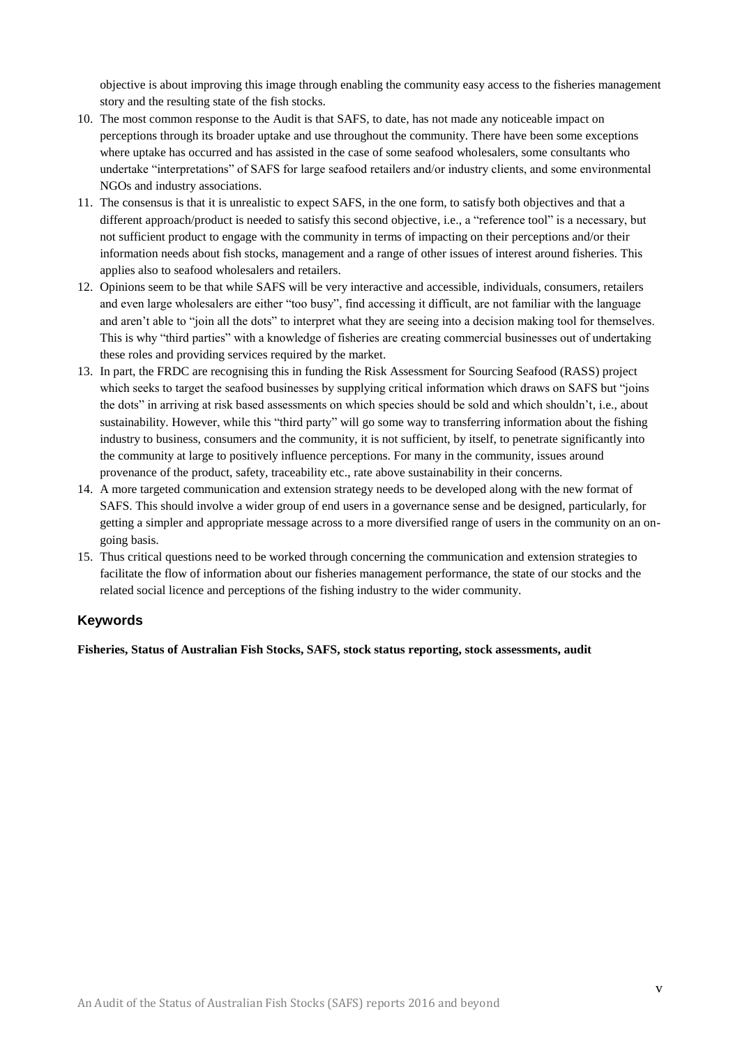objective is about improving this image through enabling the community easy access to the fisheries management story and the resulting state of the fish stocks.

10. The most common response to the Audit is that SAFS, to date, has not made any noticeable impact on perceptions through its broader uptake and use throughout the community. There have been some exceptions where uptake has occurred and has assisted in the case of some seafood wholesalers, some consultants who undertake "interpretations" of SAFS for large seafood retailers and/or industry clients, and some environmental NGOs and industry associations.
11. The consensus is that it is unrealistic to expect SAFS, in the one form, to satisfy both objectives and that a different approach/product is needed to satisfy this second objective, i.e., a "reference tool" is a necessary, but not sufficient product to engage with the community in terms of impacting on their perceptions and/or their information needs about fish stocks, management and a range of other issues of interest around fisheries. This applies also to seafood wholesalers and retailers.
12. Opinions seem to be that while SAFS will be very interactive and accessible, individuals, consumers, retailers and even large wholesalers are either "too busy", find accessing it difficult, are not familiar with the language and aren't able to "join all the dots" to interpret what they are seeing into a decision making tool for themselves. This is why "third parties" with a knowledge of fisheries are creating commercial businesses out of undertaking these roles and providing services required by the market.
13. In part, the FRDC are recognising this in funding the Risk Assessment for Sourcing Seafood (RASS) project which seeks to target the seafood businesses by supplying critical information which draws on SAFS but "joins the dots" in arriving at risk based assessments on which species should be sold and which shouldn't, i.e., about sustainability. However, while this "third party" will go some way to transferring information about the fishing industry to business, consumers and the community, it is not sufficient, by itself, to penetrate significantly into the community at large to positively influence perceptions. For many in the community, issues around provenance of the product, safety, traceability etc., rate above sustainability in their concerns.
14. A more targeted communication and extension strategy needs to be developed along with the new format of SAFS. This should involve a wider group of end users in a governance sense and be designed, particularly, for getting a simpler and appropriate message across to a more diversified range of users in the community on an on-going basis.
15. Thus critical questions need to be worked through concerning the communication and extension strategies to facilitate the flow of information about our fisheries management performance, the state of our stocks and the related social licence and perceptions of the fishing industry to the wider community.

## Keywords

**Fisheries, Status of Australian Fish Stocks, SAFS, stock status reporting, stock assessments, audit**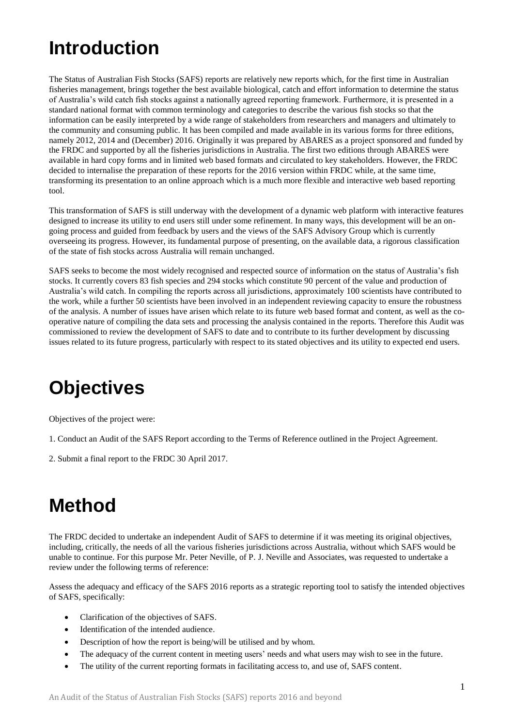# Introduction

The Status of Australian Fish Stocks (SAFS) reports are relatively new reports which, for the first time in Australian fisheries management, brings together the best available biological, catch and effort information to determine the status of Australia's wild catch fish stocks against a nationally agreed reporting framework. Furthermore, it is presented in a standard national format with common terminology and categories to describe the various fish stocks so that the information can be easily interpreted by a wide range of stakeholders from researchers and managers and ultimately to the community and consuming public. It has been compiled and made available in its various forms for three editions, namely 2012, 2014 and (December) 2016. Originally it was prepared by ABARES as a project sponsored and funded by the FRDC and supported by all the fisheries jurisdictions in Australia. The first two editions through ABARES were available in hard copy forms and in limited web based formats and circulated to key stakeholders. However, the FRDC decided to internalise the preparation of these reports for the 2016 version within FRDC while, at the same time, transforming its presentation to an online approach which is a much more flexible and interactive web based reporting tool.

This transformation of SAFS is still underway with the development of a dynamic web platform with interactive features designed to increase its utility to end users still under some refinement. In many ways, this development will be an on-going process and guided from feedback by users and the views of the SAFS Advisory Group which is currently overseeing its progress. However, its fundamental purpose of presenting, on the available data, a rigorous classification of the state of fish stocks across Australia will remain unchanged.

SAFS seeks to become the most widely recognised and respected source of information on the status of Australia's fish stocks. It currently covers 83 fish species and 294 stocks which constitute 90 percent of the value and production of Australia's wild catch. In compiling the reports across all jurisdictions, approximately 100 scientists have contributed to the work, while a further 50 scientists have been involved in an independent reviewing capacity to ensure the robustness of the analysis. A number of issues have arisen which relate to its future web based format and content, as well as the co-operative nature of compiling the data sets and processing the analysis contained in the reports. Therefore this Audit was commissioned to review the development of SAFS to date and to contribute to its further development by discussing issues related to its future progress, particularly with respect to its stated objectives and its utility to expected end users.

# Objectives

Objectives of the project were:

1. Conduct an Audit of the SAFS Report according to the Terms of Reference outlined in the Project Agreement.

2. Submit a final report to the FRDC 30 April 2017.

# Method

The FRDC decided to undertake an independent Audit of SAFS to determine if it was meeting its original objectives, including, critically, the needs of all the various fisheries jurisdictions across Australia, without which SAFS would be unable to continue. For this purpose Mr. Peter Neville, of P. J. Neville and Associates, was requested to undertake a review under the following terms of reference:

Assess the adequacy and efficacy of the SAFS 2016 reports as a strategic reporting tool to satisfy the intended objectives of SAFS, specifically:

- Clarification of the objectives of SAFS.
- Identification of the intended audience.
- Description of how the report is being/will be utilised and by whom.
- The adequacy of the current content in meeting users' needs and what users may wish to see in the future.
- The utility of the current reporting formats in facilitating access to, and use of, SAFS content.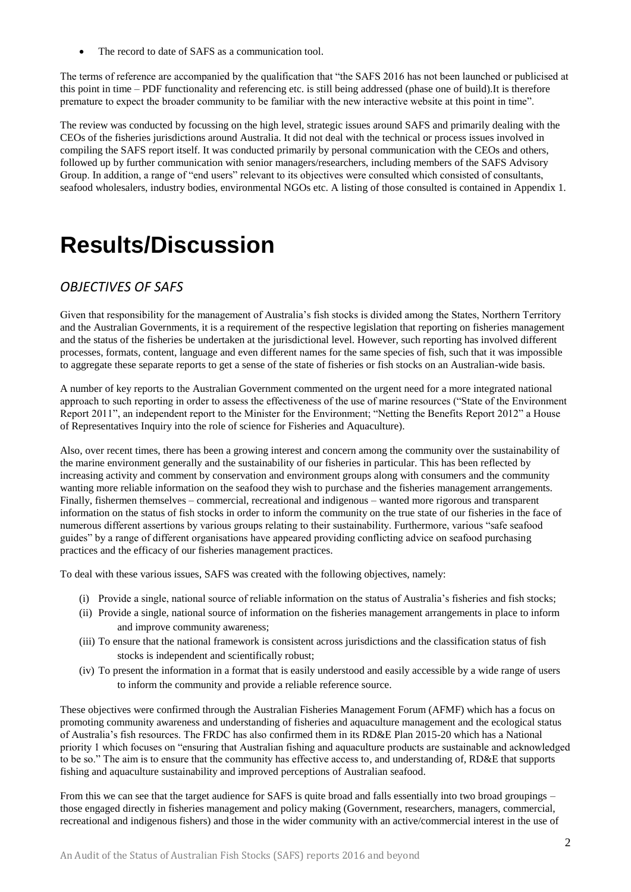- The record to date of SAFS as a communication tool.

The terms of reference are accompanied by the qualification that "the SAFS 2016 has not been launched or publicised at this point in time – PDF functionality and referencing etc. is still being addressed (phase one of build).It is therefore premature to expect the broader community to be familiar with the new interactive website at this point in time".

The review was conducted by focussing on the high level, strategic issues around SAFS and primarily dealing with the CEOs of the fisheries jurisdictions around Australia. It did not deal with the technical or process issues involved in compiling the SAFS report itself. It was conducted primarily by personal communication with the CEOs and others, followed up by further communication with senior managers/researchers, including members of the SAFS Advisory Group. In addition, a range of "end users" relevant to its objectives were consulted which consisted of consultants, seafood wholesalers, industry bodies, environmental NGOs etc. A listing of those consulted is contained in Appendix 1.

# Results/Discussion

## *OBJECTIVES OF SAFS*

Given that responsibility for the management of Australia's fish stocks is divided among the States, Northern Territory and the Australian Governments, it is a requirement of the respective legislation that reporting on fisheries management and the status of the fisheries be undertaken at the jurisdictional level. However, such reporting has involved different processes, formats, content, language and even different names for the same species of fish, such that it was impossible to aggregate these separate reports to get a sense of the state of fisheries or fish stocks on an Australian-wide basis.

A number of key reports to the Australian Government commented on the urgent need for a more integrated national approach to such reporting in order to assess the effectiveness of the use of marine resources ("State of the Environment Report 2011", an independent report to the Minister for the Environment; "Netting the Benefits Report 2012" a House of Representatives Inquiry into the role of science for Fisheries and Aquaculture).

Also, over recent times, there has been a growing interest and concern among the community over the sustainability of the marine environment generally and the sustainability of our fisheries in particular. This has been reflected by increasing activity and comment by conservation and environment groups along with consumers and the community wanting more reliable information on the seafood they wish to purchase and the fisheries management arrangements. Finally, fishermen themselves – commercial, recreational and indigenous – wanted more rigorous and transparent information on the status of fish stocks in order to inform the community on the true state of our fisheries in the face of numerous different assertions by various groups relating to their sustainability. Furthermore, various "safe seafood guides" by a range of different organisations have appeared providing conflicting advice on seafood purchasing practices and the efficacy of our fisheries management practices.

To deal with these various issues, SAFS was created with the following objectives, namely:

(i) Provide a single, national source of reliable information on the status of Australia's fisheries and fish stocks;

(ii) Provide a single, national source of information on the fisheries management arrangements in place to inform and improve community awareness;

(iii) To ensure that the national framework is consistent across jurisdictions and the classification status of fish stocks is independent and scientifically robust;

(iv) To present the information in a format that is easily understood and easily accessible by a wide range of users to inform the community and provide a reliable reference source.

These objectives were confirmed through the Australian Fisheries Management Forum (AFMF) which has a focus on promoting community awareness and understanding of fisheries and aquaculture management and the ecological status of Australia's fish resources. The FRDC has also confirmed them in its RD&E Plan 2015-20 which has a National priority 1 which focuses on "ensuring that Australian fishing and aquaculture products are sustainable and acknowledged to be so." The aim is to ensure that the community has effective access to, and understanding of, RD&E that supports fishing and aquaculture sustainability and improved perceptions of Australian seafood.

From this we can see that the target audience for SAFS is quite broad and falls essentially into two broad groupings – those engaged directly in fisheries management and policy making (Government, researchers, managers, commercial, recreational and indigenous fishers) and those in the wider community with an active/commercial interest in the use of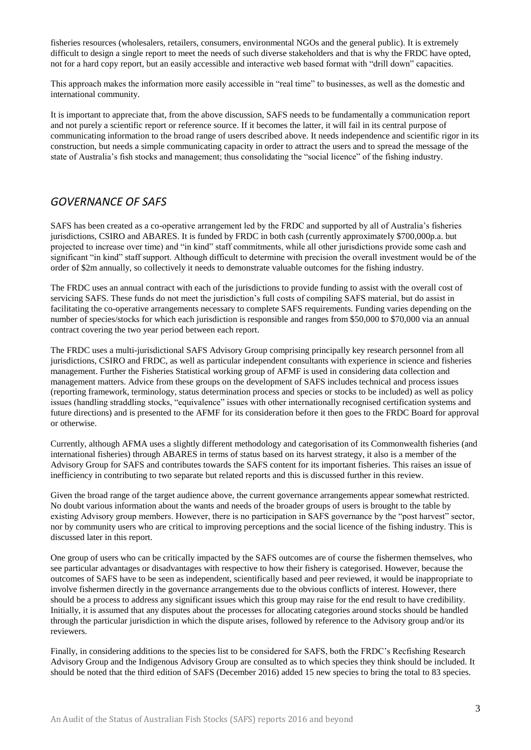fisheries resources (wholesalers, retailers, consumers, environmental NGOs and the general public). It is extremely difficult to design a single report to meet the needs of such diverse stakeholders and that is why the FRDC have opted, not for a hard copy report, but an easily accessible and interactive web based format with "drill down" capacities.

This approach makes the information more easily accessible in "real time" to businesses, as well as the domestic and international community.

It is important to appreciate that, from the above discussion, SAFS needs to be fundamentally a communication report and not purely a scientific report or reference source. If it becomes the latter, it will fail in its central purpose of communicating information to the broad range of users described above. It needs independence and scientific rigor in its construction, but needs a simple communicating capacity in order to attract the users and to spread the message of the state of Australia's fish stocks and management; thus consolidating the "social licence" of the fishing industry.

## *GOVERNANCE OF SAFS*

SAFS has been created as a co-operative arrangement led by the FRDC and supported by all of Australia's fisheries jurisdictions, CSIRO and ABARES. It is funded by FRDC in both cash (currently approximately \$700,000p.a. but projected to increase over time) and "in kind" staff commitments, while all other jurisdictions provide some cash and significant "in kind" staff support. Although difficult to determine with precision the overall investment would be of the order of \$2m annually, so collectively it needs to demonstrate valuable outcomes for the fishing industry.

The FRDC uses an annual contract with each of the jurisdictions to provide funding to assist with the overall cost of servicing SAFS. These funds do not meet the jurisdiction's full costs of compiling SAFS material, but do assist in facilitating the co-operative arrangements necessary to complete SAFS requirements. Funding varies depending on the number of species/stocks for which each jurisdiction is responsible and ranges from \$50,000 to \$70,000 via an annual contract covering the two year period between each report.

The FRDC uses a multi-jurisdictional SAFS Advisory Group comprising principally key research personnel from all jurisdictions, CSIRO and FRDC, as well as particular independent consultants with experience in science and fisheries management. Further the Fisheries Statistical working group of AFMF is used in considering data collection and management matters. Advice from these groups on the development of SAFS includes technical and process issues (reporting framework, terminology, status determination process and species or stocks to be included) as well as policy issues (handling straddling stocks, "equivalence" issues with other internationally recognised certification systems and future directions) and is presented to the AFMF for its consideration before it then goes to the FRDC Board for approval or otherwise.

Currently, although AFMA uses a slightly different methodology and categorisation of its Commonwealth fisheries (and international fisheries) through ABARES in terms of status based on its harvest strategy, it also is a member of the Advisory Group for SAFS and contributes towards the SAFS content for its important fisheries. This raises an issue of inefficiency in contributing to two separate but related reports and this is discussed further in this review.

Given the broad range of the target audience above, the current governance arrangements appear somewhat restricted. No doubt various information about the wants and needs of the broader groups of users is brought to the table by existing Advisory group members. However, there is no participation in SAFS governance by the "post harvest" sector, nor by community users who are critical to improving perceptions and the social licence of the fishing industry. This is discussed later in this report.

One group of users who can be critically impacted by the SAFS outcomes are of course the fishermen themselves, who see particular advantages or disadvantages with respective to how their fishery is categorised. However, because the outcomes of SAFS have to be seen as independent, scientifically based and peer reviewed, it would be inappropriate to involve fishermen directly in the governance arrangements due to the obvious conflicts of interest. However, there should be a process to address any significant issues which this group may raise for the end result to have credibility. Initially, it is assumed that any disputes about the processes for allocating categories around stocks should be handled through the particular jurisdiction in which the dispute arises, followed by reference to the Advisory group and/or its reviewers.

Finally, in considering additions to the species list to be considered for SAFS, both the FRDC's Recfishing Research Advisory Group and the Indigenous Advisory Group are consulted as to which species they think should be included. It should be noted that the third edition of SAFS (December 2016) added 15 new species to bring the total to 83 species.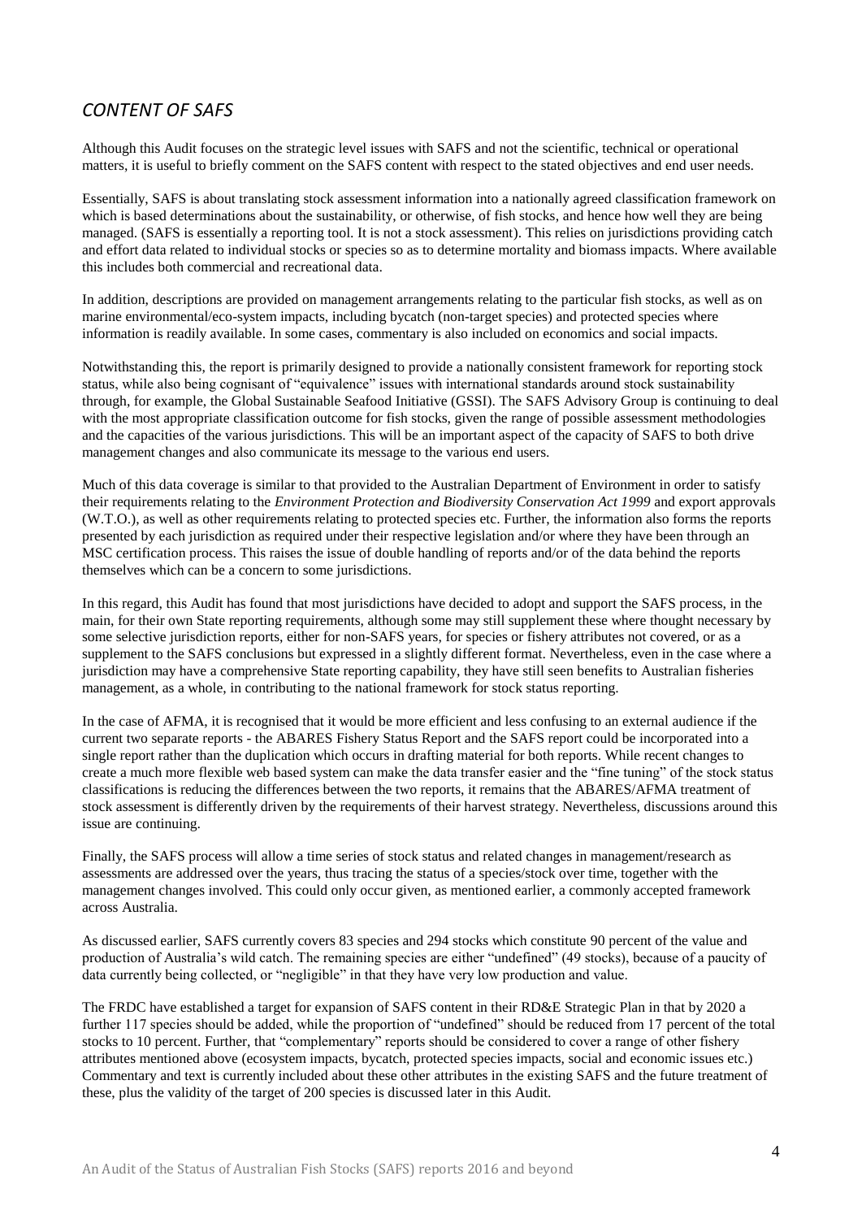## *CONTENT OF SAFS*

Although this Audit focuses on the strategic level issues with SAFS and not the scientific, technical or operational matters, it is useful to briefly comment on the SAFS content with respect to the stated objectives and end user needs.

Essentially, SAFS is about translating stock assessment information into a nationally agreed classification framework on which is based determinations about the sustainability, or otherwise, of fish stocks, and hence how well they are being managed. (SAFS is essentially a reporting tool. It is not a stock assessment). This relies on jurisdictions providing catch and effort data related to individual stocks or species so as to determine mortality and biomass impacts. Where available this includes both commercial and recreational data.

In addition, descriptions are provided on management arrangements relating to the particular fish stocks, as well as on marine environmental/eco-system impacts, including bycatch (non-target species) and protected species where information is readily available. In some cases, commentary is also included on economics and social impacts.

Notwithstanding this, the report is primarily designed to provide a nationally consistent framework for reporting stock status, while also being cognisant of "equivalence" issues with international standards around stock sustainability through, for example, the Global Sustainable Seafood Initiative (GSSI). The SAFS Advisory Group is continuing to deal with the most appropriate classification outcome for fish stocks, given the range of possible assessment methodologies and the capacities of the various jurisdictions. This will be an important aspect of the capacity of SAFS to both drive management changes and also communicate its message to the various end users.

Much of this data coverage is similar to that provided to the Australian Department of Environment in order to satisfy their requirements relating to the *Environment Protection and Biodiversity Conservation Act 1999* and export approvals (W.T.O.), as well as other requirements relating to protected species etc. Further, the information also forms the reports presented by each jurisdiction as required under their respective legislation and/or where they have been through an MSC certification process. This raises the issue of double handling of reports and/or of the data behind the reports themselves which can be a concern to some jurisdictions.

In this regard, this Audit has found that most jurisdictions have decided to adopt and support the SAFS process, in the main, for their own State reporting requirements, although some may still supplement these where thought necessary by some selective jurisdiction reports, either for non-SAFS years, for species or fishery attributes not covered, or as a supplement to the SAFS conclusions but expressed in a slightly different format. Nevertheless, even in the case where a jurisdiction may have a comprehensive State reporting capability, they have still seen benefits to Australian fisheries management, as a whole, in contributing to the national framework for stock status reporting.

In the case of AFMA, it is recognised that it would be more efficient and less confusing to an external audience if the current two separate reports - the ABARES Fishery Status Report and the SAFS report could be incorporated into a single report rather than the duplication which occurs in drafting material for both reports. While recent changes to create a much more flexible web based system can make the data transfer easier and the "fine tuning" of the stock status classifications is reducing the differences between the two reports, it remains that the ABARES/AFMA treatment of stock assessment is differently driven by the requirements of their harvest strategy. Nevertheless, discussions around this issue are continuing.

Finally, the SAFS process will allow a time series of stock status and related changes in management/research as assessments are addressed over the years, thus tracing the status of a species/stock over time, together with the management changes involved. This could only occur given, as mentioned earlier, a commonly accepted framework across Australia.

As discussed earlier, SAFS currently covers 83 species and 294 stocks which constitute 90 percent of the value and production of Australia's wild catch. The remaining species are either "undefined" (49 stocks), because of a paucity of data currently being collected, or "negligible" in that they have very low production and value.

The FRDC have established a target for expansion of SAFS content in their RD&E Strategic Plan in that by 2020 a further 117 species should be added, while the proportion of "undefined" should be reduced from 17 percent of the total stocks to 10 percent. Further, that "complementary" reports should be considered to cover a range of other fishery attributes mentioned above (ecosystem impacts, bycatch, protected species impacts, social and economic issues etc.) Commentary and text is currently included about these other attributes in the existing SAFS and the future treatment of these, plus the validity of the target of 200 species is discussed later in this Audit.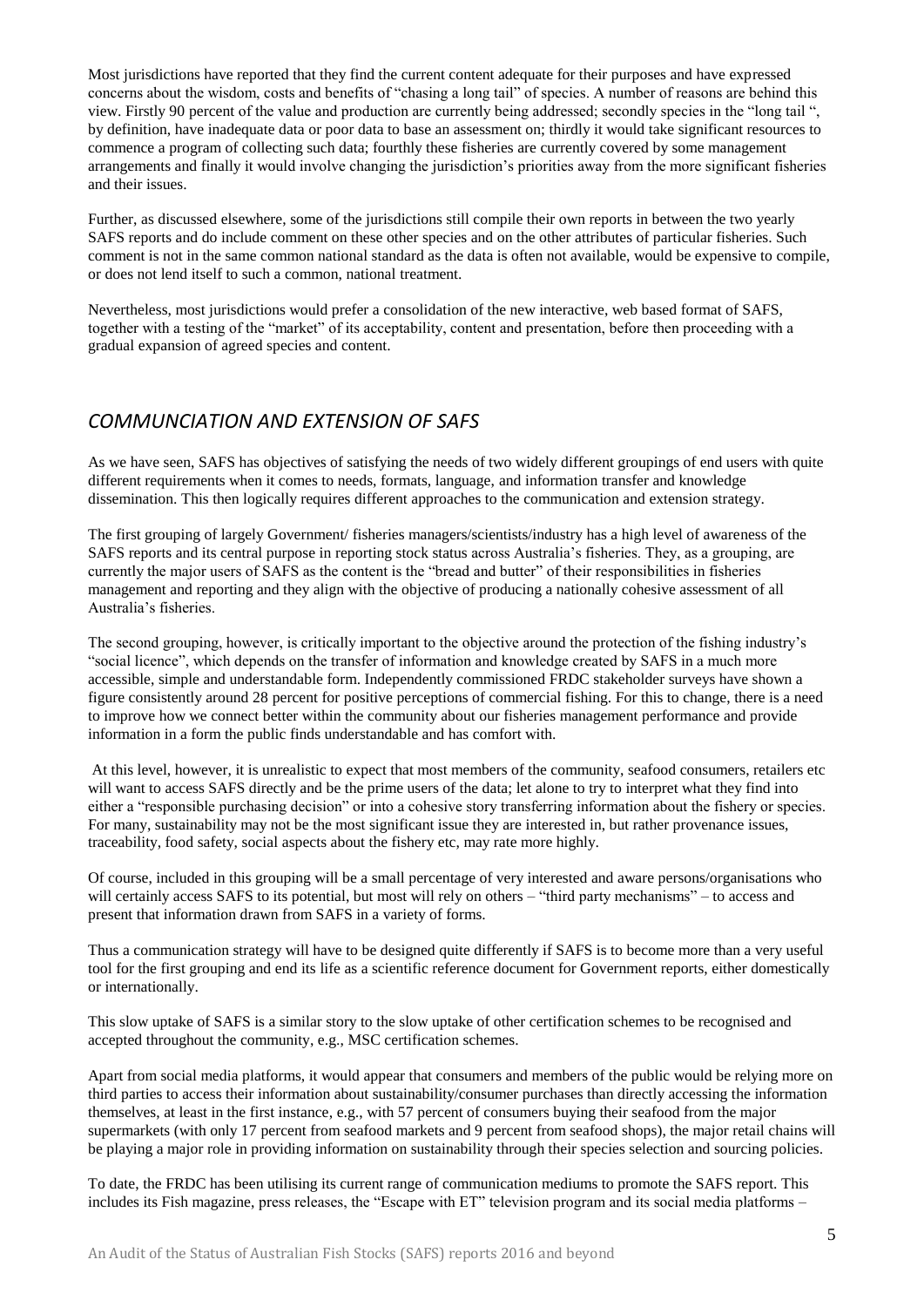Most jurisdictions have reported that they find the current content adequate for their purposes and have expressed concerns about the wisdom, costs and benefits of "chasing a long tail" of species. A number of reasons are behind this view. Firstly 90 percent of the value and production are currently being addressed; secondly species in the "long tail ", by definition, have inadequate data or poor data to base an assessment on; thirdly it would take significant resources to commence a program of collecting such data; fourthly these fisheries are currently covered by some management arrangements and finally it would involve changing the jurisdiction's priorities away from the more significant fisheries and their issues.

Further, as discussed elsewhere, some of the jurisdictions still compile their own reports in between the two yearly SAFS reports and do include comment on these other species and on the other attributes of particular fisheries. Such comment is not in the same common national standard as the data is often not available, would be expensive to compile, or does not lend itself to such a common, national treatment.

Nevertheless, most jurisdictions would prefer a consolidation of the new interactive, web based format of SAFS, together with a testing of the "market" of its acceptability, content and presentation, before then proceeding with a gradual expansion of agreed species and content.

## *COMMUNCIATION AND EXTENSION OF SAFS*

As we have seen, SAFS has objectives of satisfying the needs of two widely different groupings of end users with quite different requirements when it comes to needs, formats, language, and information transfer and knowledge dissemination. This then logically requires different approaches to the communication and extension strategy.

The first grouping of largely Government/ fisheries managers/scientists/industry has a high level of awareness of the SAFS reports and its central purpose in reporting stock status across Australia's fisheries. They, as a grouping, are currently the major users of SAFS as the content is the "bread and butter" of their responsibilities in fisheries management and reporting and they align with the objective of producing a nationally cohesive assessment of all Australia's fisheries.

The second grouping, however, is critically important to the objective around the protection of the fishing industry's "social licence", which depends on the transfer of information and knowledge created by SAFS in a much more accessible, simple and understandable form. Independently commissioned FRDC stakeholder surveys have shown a figure consistently around 28 percent for positive perceptions of commercial fishing. For this to change, there is a need to improve how we connect better within the community about our fisheries management performance and provide information in a form the public finds understandable and has comfort with.

At this level, however, it is unrealistic to expect that most members of the community, seafood consumers, retailers etc will want to access SAFS directly and be the prime users of the data; let alone to try to interpret what they find into either a "responsible purchasing decision" or into a cohesive story transferring information about the fishery or species. For many, sustainability may not be the most significant issue they are interested in, but rather provenance issues, traceability, food safety, social aspects about the fishery etc, may rate more highly.

Of course, included in this grouping will be a small percentage of very interested and aware persons/organisations who will certainly access SAFS to its potential, but most will rely on others – "third party mechanisms" – to access and present that information drawn from SAFS in a variety of forms.

Thus a communication strategy will have to be designed quite differently if SAFS is to become more than a very useful tool for the first grouping and end its life as a scientific reference document for Government reports, either domestically or internationally.

This slow uptake of SAFS is a similar story to the slow uptake of other certification schemes to be recognised and accepted throughout the community, e.g., MSC certification schemes.

Apart from social media platforms, it would appear that consumers and members of the public would be relying more on third parties to access their information about sustainability/consumer purchases than directly accessing the information themselves, at least in the first instance, e.g., with 57 percent of consumers buying their seafood from the major supermarkets (with only 17 percent from seafood markets and 9 percent from seafood shops), the major retail chains will be playing a major role in providing information on sustainability through their species selection and sourcing policies.

To date, the FRDC has been utilising its current range of communication mediums to promote the SAFS report. This includes its Fish magazine, press releases, the "Escape with ET" television program and its social media platforms –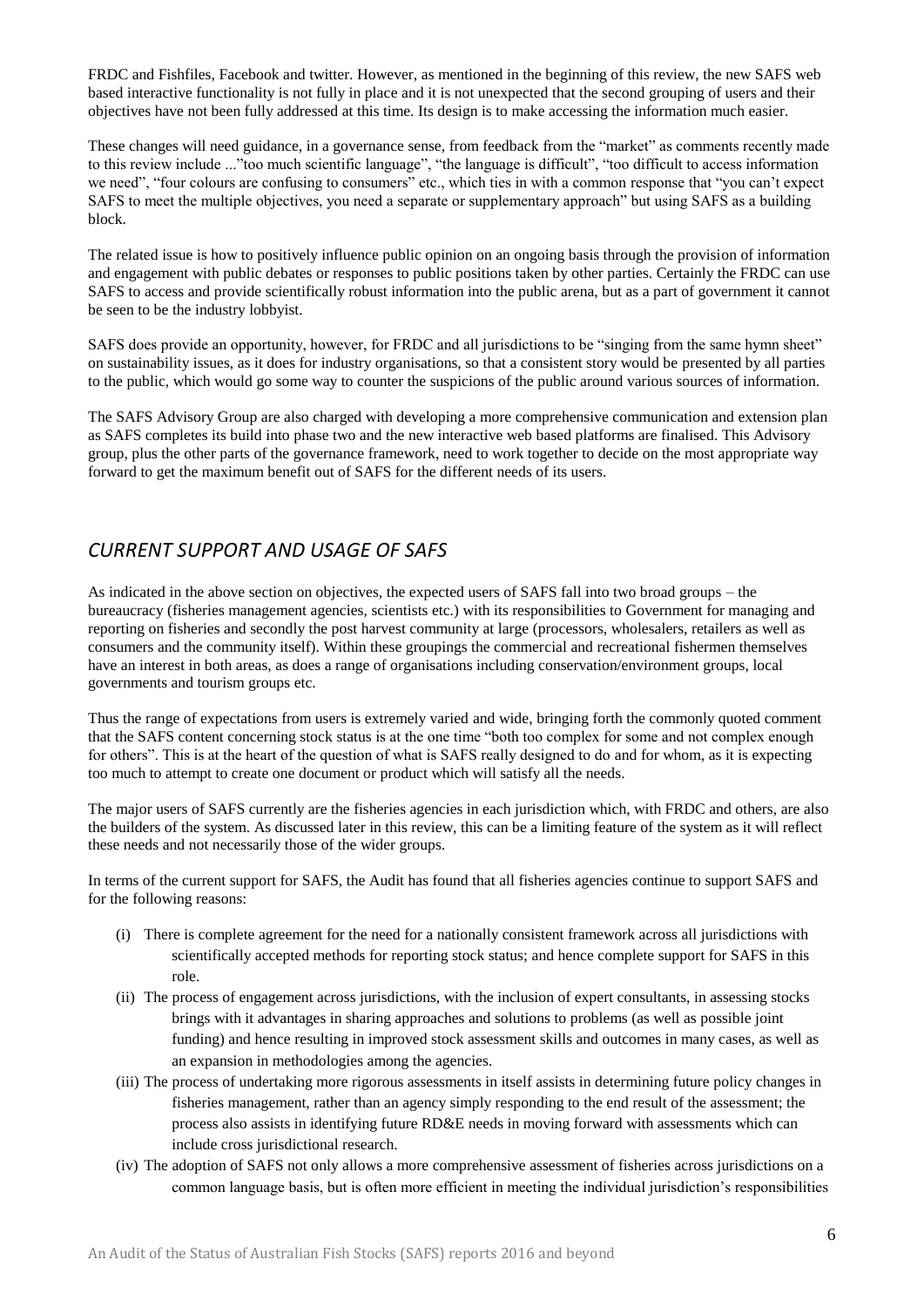FRDC and Fishfiles, Facebook and twitter. However, as mentioned in the beginning of this review, the new SAFS web based interactive functionality is not fully in place and it is not unexpected that the second grouping of users and their objectives have not been fully addressed at this time. Its design is to make accessing the information much easier.

These changes will need guidance, in a governance sense, from feedback from the "market" as comments recently made to this review include ..."too much scientific language", "the language is difficult", "too difficult to access information we need", "four colours are confusing to consumers" etc., which ties in with a common response that "you can't expect SAFS to meet the multiple objectives, you need a separate or supplementary approach" but using SAFS as a building block.

The related issue is how to positively influence public opinion on an ongoing basis through the provision of information and engagement with public debates or responses to public positions taken by other parties. Certainly the FRDC can use SAFS to access and provide scientifically robust information into the public arena, but as a part of government it cannot be seen to be the industry lobbyist.

SAFS does provide an opportunity, however, for FRDC and all jurisdictions to be "singing from the same hymn sheet" on sustainability issues, as it does for industry organisations, so that a consistent story would be presented by all parties to the public, which would go some way to counter the suspicions of the public around various sources of information.

The SAFS Advisory Group are also charged with developing a more comprehensive communication and extension plan as SAFS completes its build into phase two and the new interactive web based platforms are finalised. This Advisory group, plus the other parts of the governance framework, need to work together to decide on the most appropriate way forward to get the maximum benefit out of SAFS for the different needs of its users.

## *CURRENT SUPPORT AND USAGE OF SAFS*

As indicated in the above section on objectives, the expected users of SAFS fall into two broad groups – the bureaucracy (fisheries management agencies, scientists etc.) with its responsibilities to Government for managing and reporting on fisheries and secondly the post harvest community at large (processors, wholesalers, retailers as well as consumers and the community itself). Within these groupings the commercial and recreational fishermen themselves have an interest in both areas, as does a range of organisations including conservation/environment groups, local governments and tourism groups etc.

Thus the range of expectations from users is extremely varied and wide, bringing forth the commonly quoted comment that the SAFS content concerning stock status is at the one time "both too complex for some and not complex enough for others". This is at the heart of the question of what is SAFS really designed to do and for whom, as it is expecting too much to attempt to create one document or product which will satisfy all the needs.

The major users of SAFS currently are the fisheries agencies in each jurisdiction which, with FRDC and others, are also the builders of the system. As discussed later in this review, this can be a limiting feature of the system as it will reflect these needs and not necessarily those of the wider groups.

In terms of the current support for SAFS, the Audit has found that all fisheries agencies continue to support SAFS and for the following reasons:

(i) There is complete agreement for the need for a nationally consistent framework across all jurisdictions with scientifically accepted methods for reporting stock status; and hence complete support for SAFS in this role.

(ii) The process of engagement across jurisdictions, with the inclusion of expert consultants, in assessing stocks brings with it advantages in sharing approaches and solutions to problems (as well as possible joint funding) and hence resulting in improved stock assessment skills and outcomes in many cases, as well as an expansion in methodologies among the agencies.

(iii) The process of undertaking more rigorous assessments in itself assists in determining future policy changes in fisheries management, rather than an agency simply responding to the end result of the assessment; the process also assists in identifying future RD&E needs in moving forward with assessments which can include cross jurisdictional research.

(iv) The adoption of SAFS not only allows a more comprehensive assessment of fisheries across jurisdictions on a common language basis, but is often more efficient in meeting the individual jurisdiction's responsibilities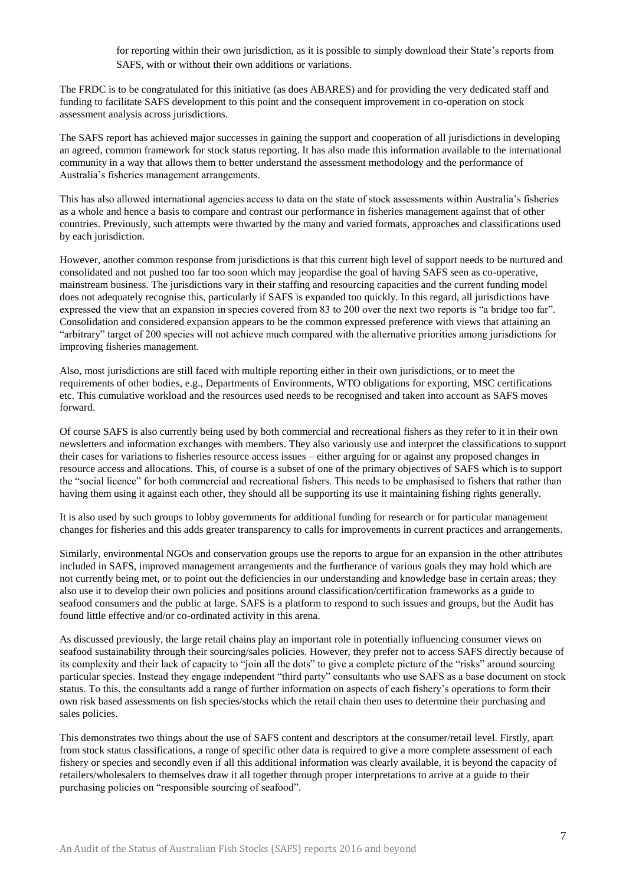for reporting within their own jurisdiction, as it is possible to simply download their State's reports from SAFS, with or without their own additions or variations.

The FRDC is to be congratulated for this initiative (as does ABARES) and for providing the very dedicated staff and funding to facilitate SAFS development to this point and the consequent improvement in co-operation on stock assessment analysis across jurisdictions.

The SAFS report has achieved major successes in gaining the support and cooperation of all jurisdictions in developing an agreed, common framework for stock status reporting. It has also made this information available to the international community in a way that allows them to better understand the assessment methodology and the performance of Australia's fisheries management arrangements.

This has also allowed international agencies access to data on the state of stock assessments within Australia's fisheries as a whole and hence a basis to compare and contrast our performance in fisheries management against that of other countries. Previously, such attempts were thwarted by the many and varied formats, approaches and classifications used by each jurisdiction.

However, another common response from jurisdictions is that this current high level of support needs to be nurtured and consolidated and not pushed too far too soon which may jeopardise the goal of having SAFS seen as co-operative, mainstream business. The jurisdictions vary in their staffing and resourcing capacities and the current funding model does not adequately recognise this, particularly if SAFS is expanded too quickly. In this regard, all jurisdictions have expressed the view that an expansion in species covered from 83 to 200 over the next two reports is "a bridge too far". Consolidation and considered expansion appears to be the common expressed preference with views that attaining an "arbitrary" target of 200 species will not achieve much compared with the alternative priorities among jurisdictions for improving fisheries management.

Also, most jurisdictions are still faced with multiple reporting either in their own jurisdictions, or to meet the requirements of other bodies, e.g., Departments of Environments, WTO obligations for exporting, MSC certifications etc. This cumulative workload and the resources used needs to be recognised and taken into account as SAFS moves forward.

Of course SAFS is also currently being used by both commercial and recreational fishers as they refer to it in their own newsletters and information exchanges with members. They also variously use and interpret the classifications to support their cases for variations to fisheries resource access issues – either arguing for or against any proposed changes in resource access and allocations. This, of course is a subset of one of the primary objectives of SAFS which is to support the "social licence" for both commercial and recreational fishers. This needs to be emphasised to fishers that rather than having them using it against each other, they should all be supporting its use it maintaining fishing rights generally.

It is also used by such groups to lobby governments for additional funding for research or for particular management changes for fisheries and this adds greater transparency to calls for improvements in current practices and arrangements.

Similarly, environmental NGOs and conservation groups use the reports to argue for an expansion in the other attributes included in SAFS, improved management arrangements and the furtherance of various goals they may hold which are not currently being met, or to point out the deficiencies in our understanding and knowledge base in certain areas; they also use it to develop their own policies and positions around classification/certification frameworks as a guide to seafood consumers and the public at large. SAFS is a platform to respond to such issues and groups, but the Audit has found little effective and/or co-ordinated activity in this arena.

As discussed previously, the large retail chains play an important role in potentially influencing consumer views on seafood sustainability through their sourcing/sales policies. However, they prefer not to access SAFS directly because of its complexity and their lack of capacity to "join all the dots" to give a complete picture of the "risks" around sourcing particular species. Instead they engage independent "third party" consultants who use SAFS as a base document on stock status. To this, the consultants add a range of further information on aspects of each fishery's operations to form their own risk based assessments on fish species/stocks which the retail chain then uses to determine their purchasing and sales policies.

This demonstrates two things about the use of SAFS content and descriptors at the consumer/retail level. Firstly, apart from stock status classifications, a range of specific other data is required to give a more complete assessment of each fishery or species and secondly even if all this additional information was clearly available, it is beyond the capacity of retailers/wholesalers to themselves draw it all together through proper interpretations to arrive at a guide to their purchasing policies on "responsible sourcing of seafood".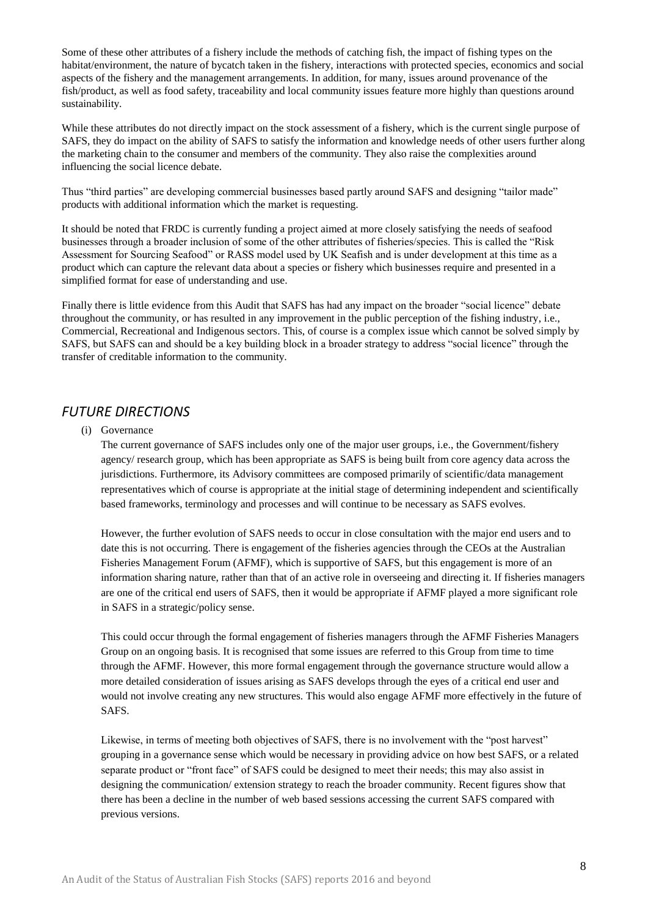Some of these other attributes of a fishery include the methods of catching fish, the impact of fishing types on the habitat/environment, the nature of bycatch taken in the fishery, interactions with protected species, economics and social aspects of the fishery and the management arrangements. In addition, for many, issues around provenance of the fish/product, as well as food safety, traceability and local community issues feature more highly than questions around sustainability.

While these attributes do not directly impact on the stock assessment of a fishery, which is the current single purpose of SAFS, they do impact on the ability of SAFS to satisfy the information and knowledge needs of other users further along the marketing chain to the consumer and members of the community. They also raise the complexities around influencing the social licence debate.

Thus "third parties" are developing commercial businesses based partly around SAFS and designing "tailor made" products with additional information which the market is requesting.

It should be noted that FRDC is currently funding a project aimed at more closely satisfying the needs of seafood businesses through a broader inclusion of some of the other attributes of fisheries/species. This is called the "Risk Assessment for Sourcing Seafood" or RASS model used by UK Seafish and is under development at this time as a product which can capture the relevant data about a species or fishery which businesses require and presented in a simplified format for ease of understanding and use.

Finally there is little evidence from this Audit that SAFS has had any impact on the broader "social licence" debate throughout the community, or has resulted in any improvement in the public perception of the fishing industry, i.e., Commercial, Recreational and Indigenous sectors. This, of course is a complex issue which cannot be solved simply by SAFS, but SAFS can and should be a key building block in a broader strategy to address "social licence" through the transfer of creditable information to the community.

## *FUTURE DIRECTIONS*

(i) Governance

The current governance of SAFS includes only one of the major user groups, i.e., the Government/fishery agency/ research group, which has been appropriate as SAFS is being built from core agency data across the jurisdictions. Furthermore, its Advisory committees are composed primarily of scientific/data management representatives which of course is appropriate at the initial stage of determining independent and scientifically based frameworks, terminology and processes and will continue to be necessary as SAFS evolves.

However, the further evolution of SAFS needs to occur in close consultation with the major end users and to date this is not occurring. There is engagement of the fisheries agencies through the CEOs at the Australian Fisheries Management Forum (AFMF), which is supportive of SAFS, but this engagement is more of an information sharing nature, rather than that of an active role in overseeing and directing it. If fisheries managers are one of the critical end users of SAFS, then it would be appropriate if AFMF played a more significant role in SAFS in a strategic/policy sense.

This could occur through the formal engagement of fisheries managers through the AFMF Fisheries Managers Group on an ongoing basis. It is recognised that some issues are referred to this Group from time to time through the AFMF. However, this more formal engagement through the governance structure would allow a more detailed consideration of issues arising as SAFS develops through the eyes of a critical end user and would not involve creating any new structures. This would also engage AFMF more effectively in the future of SAFS.

Likewise, in terms of meeting both objectives of SAFS, there is no involvement with the "post harvest" grouping in a governance sense which would be necessary in providing advice on how best SAFS, or a related separate product or "front face" of SAFS could be designed to meet their needs; this may also assist in designing the communication/ extension strategy to reach the broader community. Recent figures show that there has been a decline in the number of web based sessions accessing the current SAFS compared with previous versions.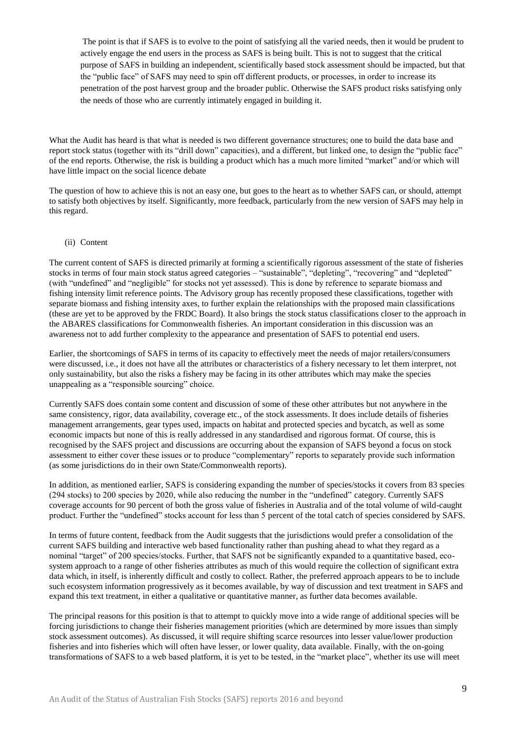The point is that if SAFS is to evolve to the point of satisfying all the varied needs, then it would be prudent to actively engage the end users in the process as SAFS is being built. This is not to suggest that the critical purpose of SAFS in building an independent, scientifically based stock assessment should be impacted, but that the "public face" of SAFS may need to spin off different products, or processes, in order to increase its penetration of the post harvest group and the broader public. Otherwise the SAFS product risks satisfying only the needs of those who are currently intimately engaged in building it.

What the Audit has heard is that what is needed is two different governance structures; one to build the data base and report stock status (together with its "drill down" capacities), and a different, but linked one, to design the "public face" of the end reports. Otherwise, the risk is building a product which has a much more limited "market" and/or which will have little impact on the social licence debate

The question of how to achieve this is not an easy one, but goes to the heart as to whether SAFS can, or should, attempt to satisfy both objectives by itself. Significantly, more feedback, particularly from the new version of SAFS may help in this regard.

(ii) Content

The current content of SAFS is directed primarily at forming a scientifically rigorous assessment of the state of fisheries stocks in terms of four main stock status agreed categories – "sustainable", "depleting", "recovering" and "depleted" (with "undefined" and "negligible" for stocks not yet assessed). This is done by reference to separate biomass and fishing intensity limit reference points. The Advisory group has recently proposed these classifications, together with separate biomass and fishing intensity axes, to further explain the relationships with the proposed main classifications (these are yet to be approved by the FRDC Board). It also brings the stock status classifications closer to the approach in the ABARES classifications for Commonwealth fisheries. An important consideration in this discussion was an awareness not to add further complexity to the appearance and presentation of SAFS to potential end users.

Earlier, the shortcomings of SAFS in terms of its capacity to effectively meet the needs of major retailers/consumers were discussed, i.e., it does not have all the attributes or characteristics of a fishery necessary to let them interpret, not only sustainability, but also the risks a fishery may be facing in its other attributes which may make the species unappealing as a "responsible sourcing" choice.

Currently SAFS does contain some content and discussion of some of these other attributes but not anywhere in the same consistency, rigor, data availability, coverage etc., of the stock assessments. It does include details of fisheries management arrangements, gear types used, impacts on habitat and protected species and bycatch, as well as some economic impacts but none of this is really addressed in any standardised and rigorous format. Of course, this is recognised by the SAFS project and discussions are occurring about the expansion of SAFS beyond a focus on stock assessment to either cover these issues or to produce "complementary" reports to separately provide such information (as some jurisdictions do in their own State/Commonwealth reports).

In addition, as mentioned earlier, SAFS is considering expanding the number of species/stocks it covers from 83 species (294 stocks) to 200 species by 2020, while also reducing the number in the "undefined" category. Currently SAFS coverage accounts for 90 percent of both the gross value of fisheries in Australia and of the total volume of wild-caught product. Further the "undefined" stocks account for less than 5 percent of the total catch of species considered by SAFS.

In terms of future content, feedback from the Audit suggests that the jurisdictions would prefer a consolidation of the current SAFS building and interactive web based functionality rather than pushing ahead to what they regard as a nominal "target" of 200 species/stocks. Further, that SAFS not be significantly expanded to a quantitative based, eco-system approach to a range of other fisheries attributes as much of this would require the collection of significant extra data which, in itself, is inherently difficult and costly to collect. Rather, the preferred approach appears to be to include such ecosystem information progressively as it becomes available, by way of discussion and text treatment in SAFS and expand this text treatment, in either a qualitative or quantitative manner, as further data becomes available.

The principal reasons for this position is that to attempt to quickly move into a wide range of additional species will be forcing jurisdictions to change their fisheries management priorities (which are determined by more issues than simply stock assessment outcomes). As discussed, it will require shifting scarce resources into lesser value/lower production fisheries and into fisheries which will often have lesser, or lower quality, data available. Finally, with the on-going transformations of SAFS to a web based platform, it is yet to be tested, in the "market place", whether its use will meet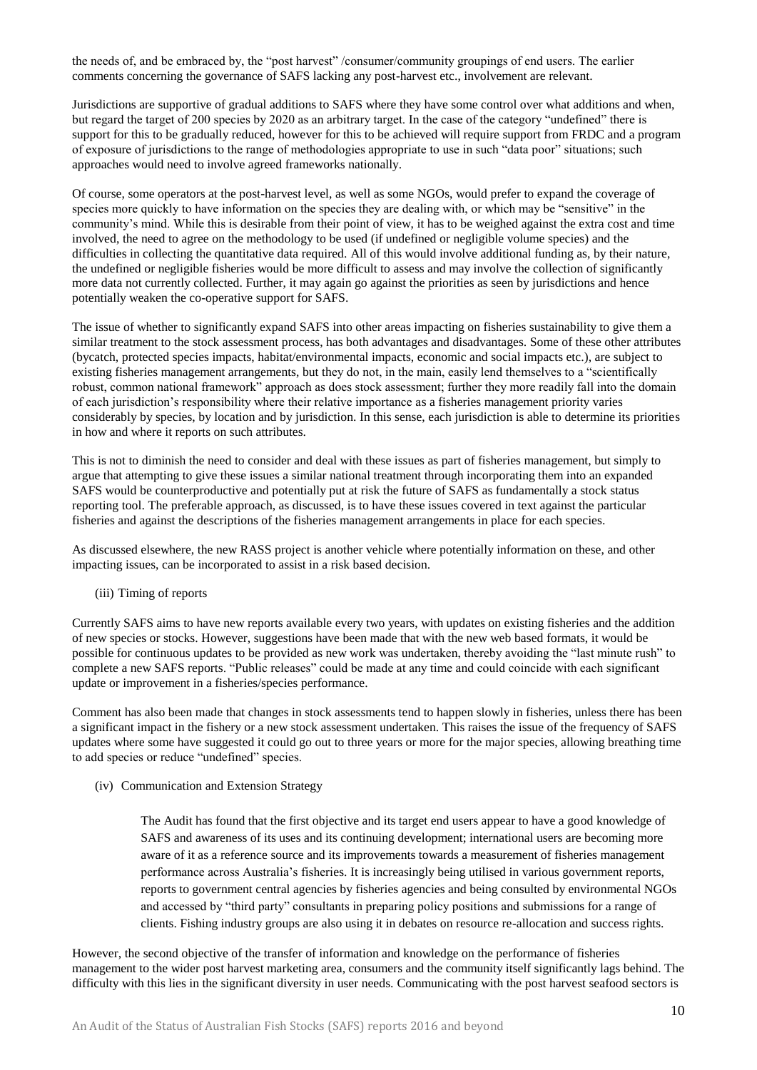the needs of, and be embraced by, the "post harvest" /consumer/community groupings of end users. The earlier comments concerning the governance of SAFS lacking any post-harvest etc., involvement are relevant.

Jurisdictions are supportive of gradual additions to SAFS where they have some control over what additions and when, but regard the target of 200 species by 2020 as an arbitrary target. In the case of the category "undefined" there is support for this to be gradually reduced, however for this to be achieved will require support from FRDC and a program of exposure of jurisdictions to the range of methodologies appropriate to use in such "data poor" situations; such approaches would need to involve agreed frameworks nationally.

Of course, some operators at the post-harvest level, as well as some NGOs, would prefer to expand the coverage of species more quickly to have information on the species they are dealing with, or which may be "sensitive" in the community's mind. While this is desirable from their point of view, it has to be weighed against the extra cost and time involved, the need to agree on the methodology to be used (if undefined or negligible volume species) and the difficulties in collecting the quantitative data required. All of this would involve additional funding as, by their nature, the undefined or negligible fisheries would be more difficult to assess and may involve the collection of significantly more data not currently collected. Further, it may again go against the priorities as seen by jurisdictions and hence potentially weaken the co-operative support for SAFS.

The issue of whether to significantly expand SAFS into other areas impacting on fisheries sustainability to give them a similar treatment to the stock assessment process, has both advantages and disadvantages. Some of these other attributes (bycatch, protected species impacts, habitat/environmental impacts, economic and social impacts etc.), are subject to existing fisheries management arrangements, but they do not, in the main, easily lend themselves to a "scientifically robust, common national framework" approach as does stock assessment; further they more readily fall into the domain of each jurisdiction's responsibility where their relative importance as a fisheries management priority varies considerably by species, by location and by jurisdiction. In this sense, each jurisdiction is able to determine its priorities in how and where it reports on such attributes.

This is not to diminish the need to consider and deal with these issues as part of fisheries management, but simply to argue that attempting to give these issues a similar national treatment through incorporating them into an expanded SAFS would be counterproductive and potentially put at risk the future of SAFS as fundamentally a stock status reporting tool. The preferable approach, as discussed, is to have these issues covered in text against the particular fisheries and against the descriptions of the fisheries management arrangements in place for each species.

As discussed elsewhere, the new RASS project is another vehicle where potentially information on these, and other impacting issues, can be incorporated to assist in a risk based decision.

(iii) Timing of reports

Currently SAFS aims to have new reports available every two years, with updates on existing fisheries and the addition of new species or stocks. However, suggestions have been made that with the new web based formats, it would be possible for continuous updates to be provided as new work was undertaken, thereby avoiding the "last minute rush" to complete a new SAFS reports. "Public releases" could be made at any time and could coincide with each significant update or improvement in a fisheries/species performance.

Comment has also been made that changes in stock assessments tend to happen slowly in fisheries, unless there has been a significant impact in the fishery or a new stock assessment undertaken. This raises the issue of the frequency of SAFS updates where some have suggested it could go out to three years or more for the major species, allowing breathing time to add species or reduce "undefined" species.

(iv) Communication and Extension Strategy

> The Audit has found that the first objective and its target end users appear to have a good knowledge of SAFS and awareness of its uses and its continuing development; international users are becoming more aware of it as a reference source and its improvements towards a measurement of fisheries management performance across Australia's fisheries. It is increasingly being utilised in various government reports, reports to government central agencies by fisheries agencies and being consulted by environmental NGOs and accessed by "third party" consultants in preparing policy positions and submissions for a range of clients. Fishing industry groups are also using it in debates on resource re-allocation and success rights.

However, the second objective of the transfer of information and knowledge on the performance of fisheries management to the wider post harvest marketing area, consumers and the community itself significantly lags behind. The difficulty with this lies in the significant diversity in user needs. Communicating with the post harvest seafood sectors is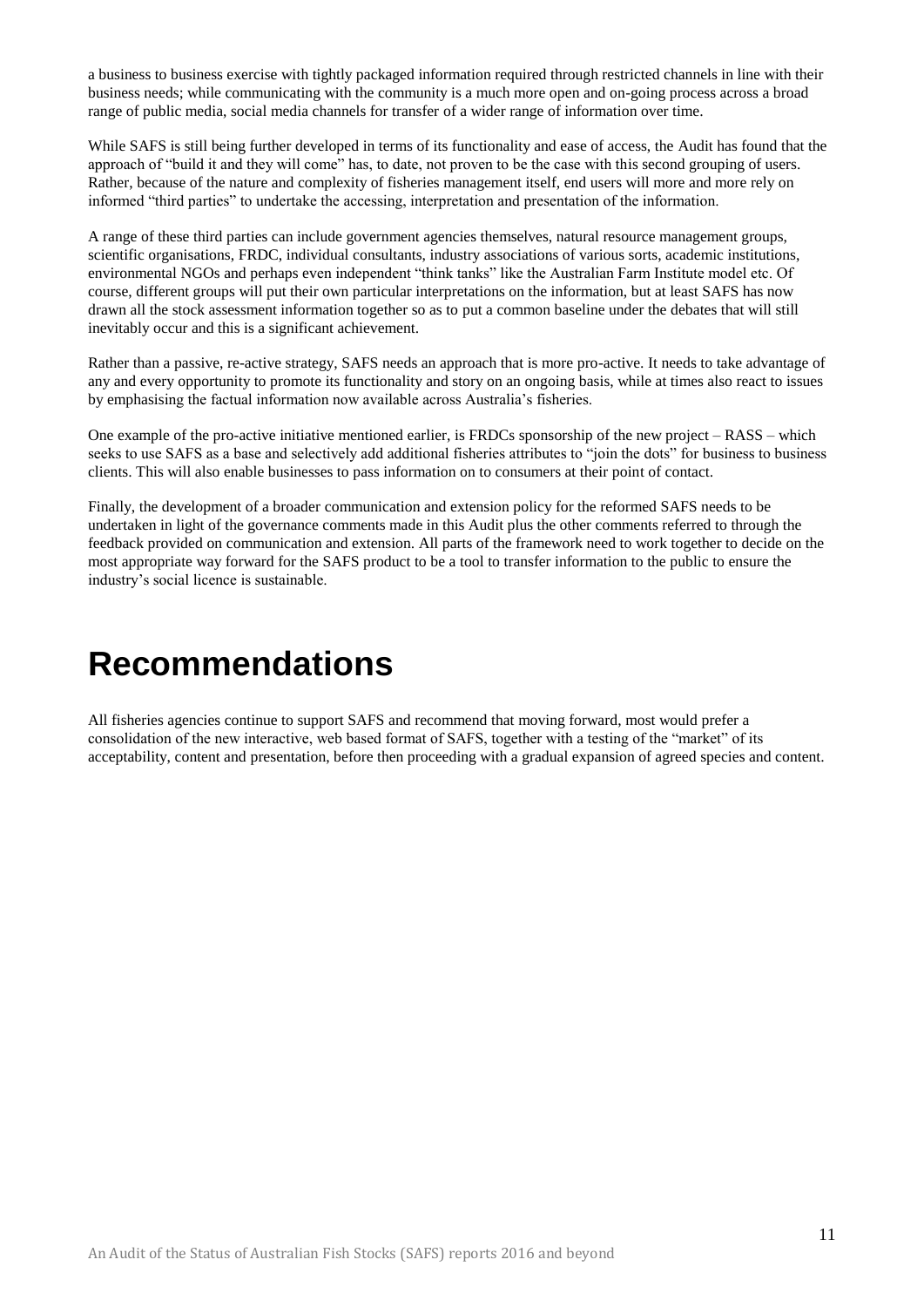a business to business exercise with tightly packaged information required through restricted channels in line with their business needs; while communicating with the community is a much more open and on-going process across a broad range of public media, social media channels for transfer of a wider range of information over time.

While SAFS is still being further developed in terms of its functionality and ease of access, the Audit has found that the approach of "build it and they will come" has, to date, not proven to be the case with this second grouping of users. Rather, because of the nature and complexity of fisheries management itself, end users will more and more rely on informed "third parties" to undertake the accessing, interpretation and presentation of the information.

A range of these third parties can include government agencies themselves, natural resource management groups, scientific organisations, FRDC, individual consultants, industry associations of various sorts, academic institutions, environmental NGOs and perhaps even independent "think tanks" like the Australian Farm Institute model etc. Of course, different groups will put their own particular interpretations on the information, but at least SAFS has now drawn all the stock assessment information together so as to put a common baseline under the debates that will still inevitably occur and this is a significant achievement.

Rather than a passive, re-active strategy, SAFS needs an approach that is more pro-active. It needs to take advantage of any and every opportunity to promote its functionality and story on an ongoing basis, while at times also react to issues by emphasising the factual information now available across Australia's fisheries.

One example of the pro-active initiative mentioned earlier, is FRDCs sponsorship of the new project – RASS – which seeks to use SAFS as a base and selectively add additional fisheries attributes to "join the dots" for business to business clients. This will also enable businesses to pass information on to consumers at their point of contact.

Finally, the development of a broader communication and extension policy for the reformed SAFS needs to be undertaken in light of the governance comments made in this Audit plus the other comments referred to through the feedback provided on communication and extension. All parts of the framework need to work together to decide on the most appropriate way forward for the SAFS product to be a tool to transfer information to the public to ensure the industry's social licence is sustainable.

# Recommendations

All fisheries agencies continue to support SAFS and recommend that moving forward, most would prefer a consolidation of the new interactive, web based format of SAFS, together with a testing of the "market" of its acceptability, content and presentation, before then proceeding with a gradual expansion of agreed species and content.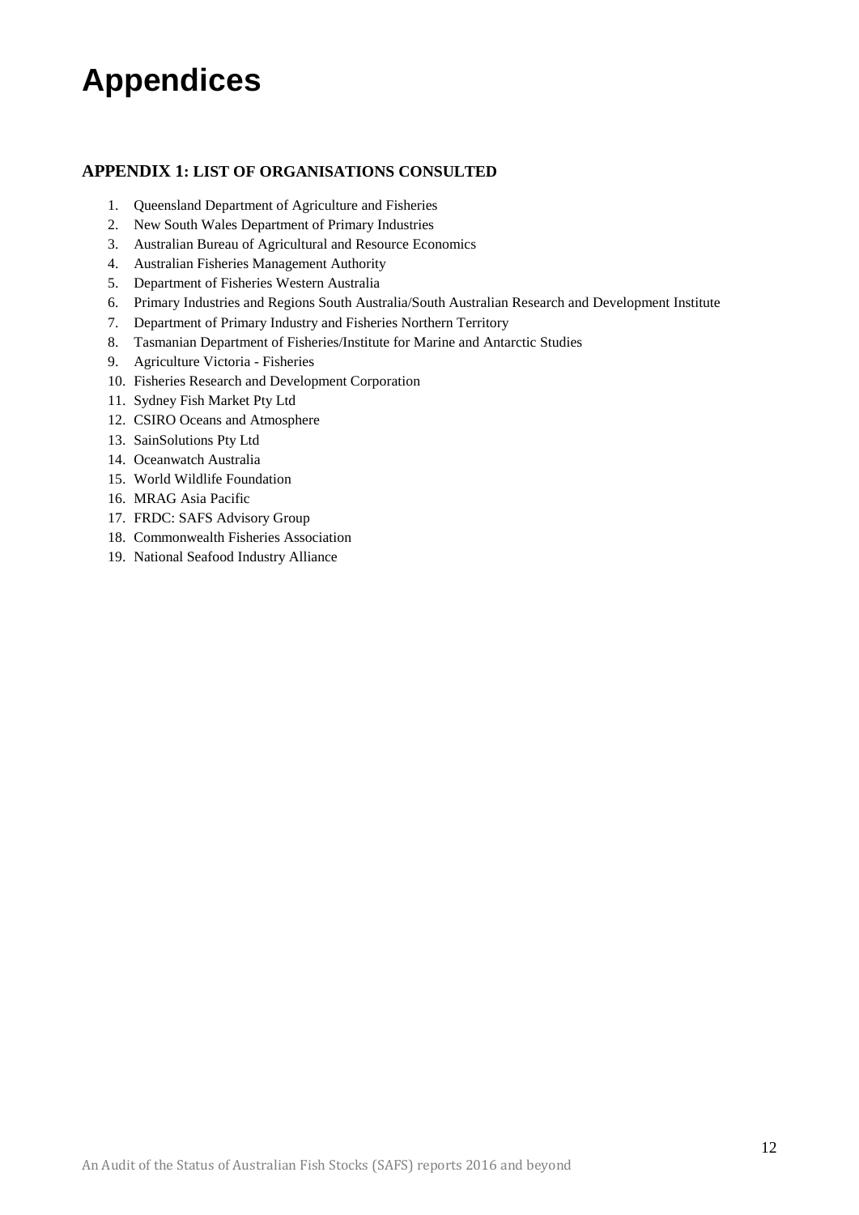# Appendices

## APPENDIX 1: LIST OF ORGANISATIONS CONSULTED

1. Queensland Department of Agriculture and Fisheries
2. New South Wales Department of Primary Industries
3. Australian Bureau of Agricultural and Resource Economics
4. Australian Fisheries Management Authority
5. Department of Fisheries Western Australia
6. Primary Industries and Regions South Australia/South Australian Research and Development Institute
7. Department of Primary Industry and Fisheries Northern Territory
8. Tasmanian Department of Fisheries/Institute for Marine and Antarctic Studies
9. Agriculture Victoria - Fisheries
10. Fisheries Research and Development Corporation
11. Sydney Fish Market Pty Ltd
12. CSIRO Oceans and Atmosphere
13. SainSolutions Pty Ltd
14. Oceanwatch Australia
15. World Wildlife Foundation
16. MRAG Asia Pacific
17. FRDC: SAFS Advisory Group
18. Commonwealth Fisheries Association
19. National Seafood Industry Alliance